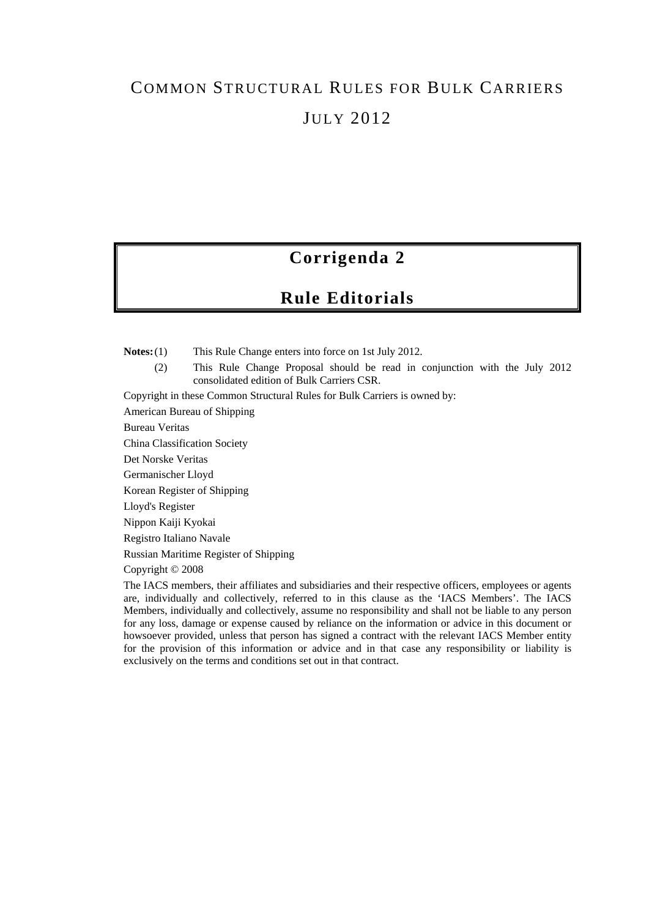# COMMON STRUCTURAL RULES FOR BULK CARRIERS

# JULY 2012

## Corrigenda 2

## Rule Editorials

**Notes:** (1) This Rule Change enters into force on 1st July 2012.

(2) This Rule Change Proposal should be read in conjunction with the July 2012 consolidated edition of Bulk Carriers CSR.

Copyright in these Common Structural Rules for Bulk Carriers is owned by:

American Bureau of Shipping

Bureau Veritas

China Classification Society

Det Norske Veritas

Germanischer Lloyd

Korean Register of Shipping

Lloyd's Register

Nippon Kaiji Kyokai

Registro Italiano Navale

Russian Maritime Register of Shipping

Copyright © 2008

The IACS members, their affiliates and subsidiaries and their respective officers, employees or agents are, individually and collectively, referred to in this clause as the 'IACS Members'. The IACS Members, individually and collectively, assume no responsibility and shall not be liable to any person for any loss, damage or expense caused by reliance on the information or advice in this document or howsoever provided, unless that person has signed a contract with the relevant IACS Member entity for the provision of this information or advice and in that case any responsibility or liability is exclusively on the terms and conditions set out in that contract.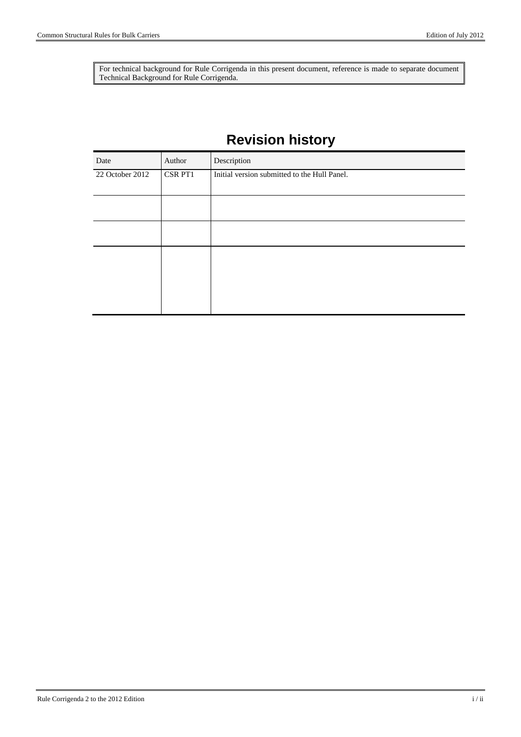For technical background for Rule Corrigenda in this present document, reference is made to separate document Technical Background for Rule Corrigenda.

# Revision history

| Date | Author | Description |
|---|---|---|
| 22 October 2012 | CSR PT1 | Initial version submitted to the Hull Panel. |
| | | |
| | | |
| | | |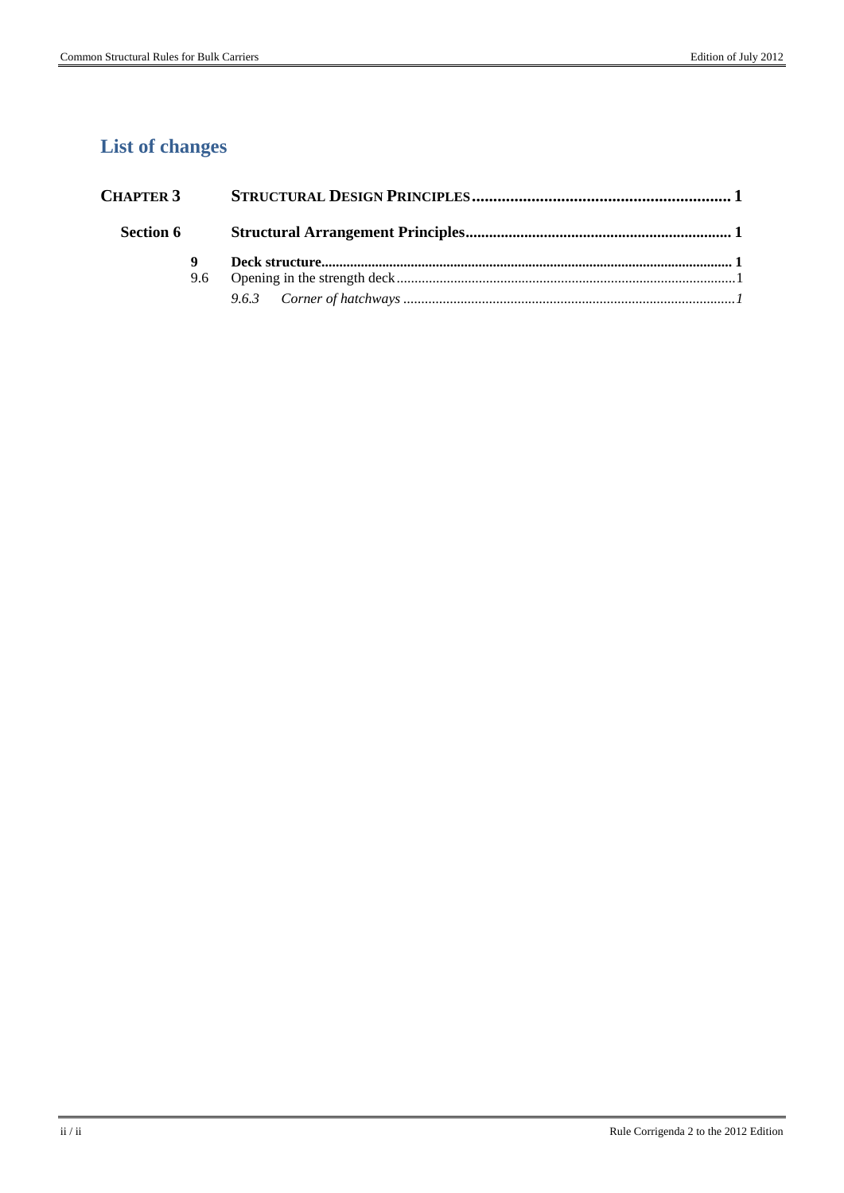# List of changes

| | | |
|---|---|---|
| **CHAPTER 3** | **STRUCTURAL DESIGN PRINCIPLES** | **1** |
| **Section 6** | **Structural Arrangement Principles** | **1** |
| **9** | **Deck structure** | **1** |
| 9.6 | Opening in the strength deck | 1 |
| | *9.6.3 Corner of hatchways* | *1* |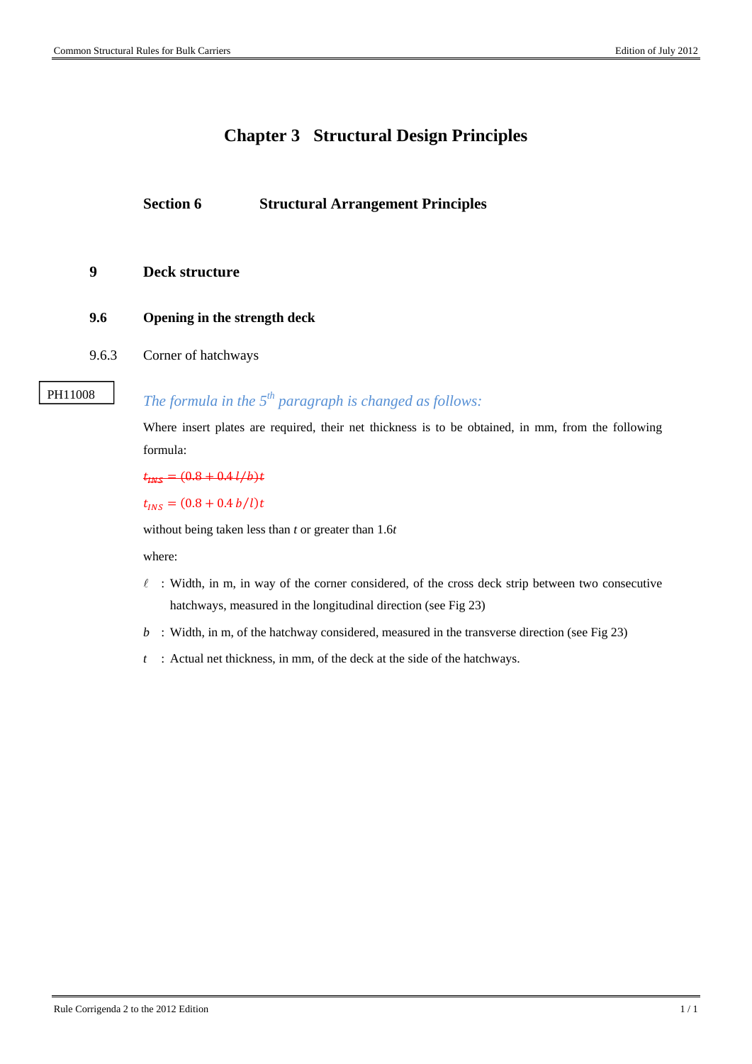# Chapter 3 Structural Design Principles

## Section 6 Structural Arrangement Principles

### 9 Deck structure

#### 9.6 Opening in the strength deck

9.6.3 Corner of hatchways

PH11008

*The formula in the 5th paragraph is changed as follows:*

Where insert plates are required, their net thickness is to be obtained, in mm, from the following formula:

~~$t_{INS} = (0.8 + 0.4\, l/b)t$~~

$t_{INS} = (0.8 + 0.4\, b/l)t$

without being taken less than $t$ or greater than $1.6t$

where:

$\ell$ : Width, in m, in way of the corner considered, of the cross deck strip between two consecutive hatchways, measured in the longitudinal direction (see Fig 23)

$b$ : Width, in m, of the hatchway considered, measured in the transverse direction (see Fig 23)

$t$ : Actual net thickness, in mm, of the deck at the side of the hatchways.